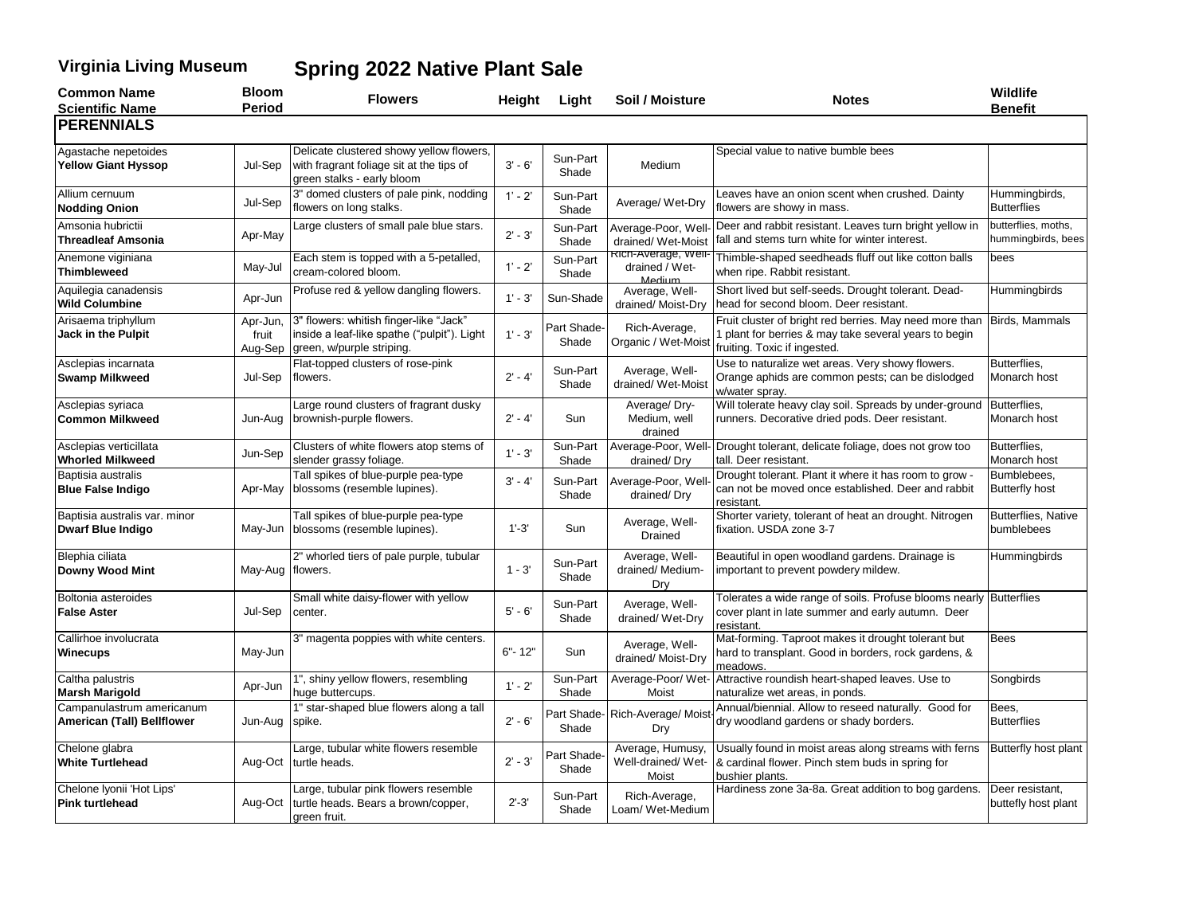# Virginia Living Museum — Spring 2022 Native Plant Sale

| Common Name<br>Scientific Name | Bloom Period | Flowers | Height | Light | Soil / Moisture | Notes | Wildlife Benefit |
|---|---|---|---|---|---|---|---|
| **PERENNIALS** | | | | | | | |
| Agastache nepetoides<br>**Yellow Giant Hyssop** | Jul-Sep | Delicate clustered showy yellow flowers, with fragrant foliage sit at the tips of green stalks - early bloom | 3' - 6' | Sun-Part Shade | Medium | Special value to native bumble bees | |
| Allium cernuum<br>**Nodding Onion** | Jul-Sep | 3" domed clusters of pale pink, nodding flowers on long stalks. | 1' - 2' | Sun-Part Shade | Average/ Wet-Dry | Leaves have an onion scent when crushed. Dainty flowers are showy in mass. | Hummingbirds, Butterflies |
| Amsonia hubrictii<br>**Threadleaf Amsonia** | Apr-May | Large clusters of small pale blue stars. | 2' - 3' | Sun-Part Shade | Average-Poor, Well-drained/ Wet-Moist | Deer and rabbit resistant. Leaves turn bright yellow in fall and stems turn white for winter interest. | butterflies, moths, hummingbirds, bees |
| Anemone viginiana<br>**Thimbleweed** | May-Jul | Each stem is topped with a 5-petalled, cream-colored bloom. | 1' - 2' | Sun-Part Shade | Rich-Average, Well-drained / Wet-Medium | Thimble-shaped seedheads fluff out like cotton balls when ripe. Rabbit resistant. | bees |
| Aquilegia canadensis<br>**Wild Columbine** | Apr-Jun | Profuse red & yellow dangling flowers. | 1' - 3' | Sun-Shade | Average, Well-drained/ Moist-Dry | Short lived but self-seeds. Drought tolerant. Dead-head for second bloom. Deer resistant. | Hummingbirds |
| Arisaema triphyllum<br>**Jack in the Pulpit** | Apr-Jun, fruit Aug-Sep | 3" flowers: whitish finger-like "Jack" inside a leaf-like spathe ("pulpit"). Light green, w/purple striping. | 1' - 3' | Part Shade-Shade | Rich-Average, Organic / Wet-Moist | Fruit cluster of bright red berries. May need more than 1 plant for berries & may take several years to begin fruiting. Toxic if ingested. | Birds, Mammals |
| Asclepias incarnata<br>**Swamp Milkweed** | Jul-Sep | Flat-topped clusters of rose-pink flowers. | 2' - 4' | Sun-Part Shade | Average, Well-drained/ Wet-Moist | Use to naturalize wet areas. Very showy flowers. Orange aphids are common pests; can be dislodged w/water spray. | Butterflies, Monarch host |
| Asclepias syriaca<br>**Common Milkweed** | Jun-Aug | Large round clusters of fragrant dusky brownish-purple flowers. | 2' - 4' | Sun | Average/ Dry-Medium, well drained | Will tolerate heavy clay soil. Spreads by under-ground runners. Decorative dried pods. Deer resistant. | Butterflies, Monarch host |
| Asclepias verticillata<br>**Whorled Milkweed** | Jun-Sep | Clusters of white flowers atop stems of slender grassy foliage. | 1' - 3' | Sun-Part Shade | Average-Poor, Well-drained/ Dry | Drought tolerant, delicate foliage, does not grow too tall. Deer resistant. | Butterflies, Monarch host |
| Baptisia australis<br>**Blue False Indigo** | Apr-May | Tall spikes of blue-purple pea-type blossoms (resemble lupines). | 3' - 4' | Sun-Part Shade | Average-Poor, Well-drained/ Dry | Drought tolerant. Plant it where it has room to grow - can not be moved once established. Deer and rabbit resistant. | Bumblebees, Butterfly host |
| Baptisia australis var. minor<br>**Dwarf Blue Indigo** | May-Jun | Tall spikes of blue-purple pea-type blossoms (resemble lupines). | 1'-3' | Sun | Average, Well-Drained | Shorter variety, tolerant of heat an drought. Nitrogen fixation. USDA zone 3-7 | Butterflies, Native bumblebees |
| Blephia ciliata<br>**Downy Wood Mint** | May-Aug | 2" whorled tiers of pale purple, tubular flowers. | 1 - 3' | Sun-Part Shade | Average, Well-drained/ Medium-Dry | Beautiful in open woodland gardens. Drainage is important to prevent powdery mildew. | Hummingbirds |
| Boltonia asteroides<br>**False Aster** | Jul-Sep | Small white daisy-flower with yellow center. | 5' - 6' | Sun-Part Shade | Average, Well-drained/ Wet-Dry | Tolerates a wide range of soils. Profuse blooms nearly cover plant in late summer and early autumn. Deer resistant. | Butterflies |
| Callirhoe involucrata<br>**Winecups** | May-Jun | 3" magenta poppies with white centers. | 6"- 12" | Sun | Average, Well-drained/ Moist-Dry | Mat-forming. Taproot makes it drought tolerant but hard to transplant. Good in borders, rock gardens, & meadows. | Bees |
| Caltha palustris<br>**Marsh Marigold** | Apr-Jun | 1", shiny yellow flowers, resembling huge buttercups. | 1' - 2' | Sun-Part Shade | Average-Poor/ Wet-Moist | Attractive roundish heart-shaped leaves. Use to naturalize wet areas, in ponds. | Songbirds |
| Campanulastrum americanum<br>**American (Tall) Bellflower** | Jun-Aug | 1" star-shaped blue flowers along a tall spike. | 2' - 6' | Part Shade-Shade | Rich-Average/ Moist-Dry | Annual/biennial. Allow to reseed naturally. Good for dry woodland gardens or shady borders. | Bees, Butterflies |
| Chelone glabra<br>**White Turtlehead** | Aug-Oct | Large, tubular white flowers resemble turtle heads. | 2' - 3' | Part Shade-Shade | Average, Humusy, Well-drained/ Wet-Moist | Usually found in moist areas along streams with ferns & cardinal flower. Pinch stem buds in spring for bushier plants. | Butterfly host plant |
| Chelone lyonii 'Hot Lips'<br>**Pink turtlehead** | Aug-Oct | Large, tubular pink flowers resemble turtle heads. Bears a brown/copper, green fruit. | 2'-3' | Sun-Part Shade | Rich-Average, Loam/ Wet-Medium | Hardiness zone 3a-8a. Great addition to bog gardens. | Deer resistant, buttefly host plant |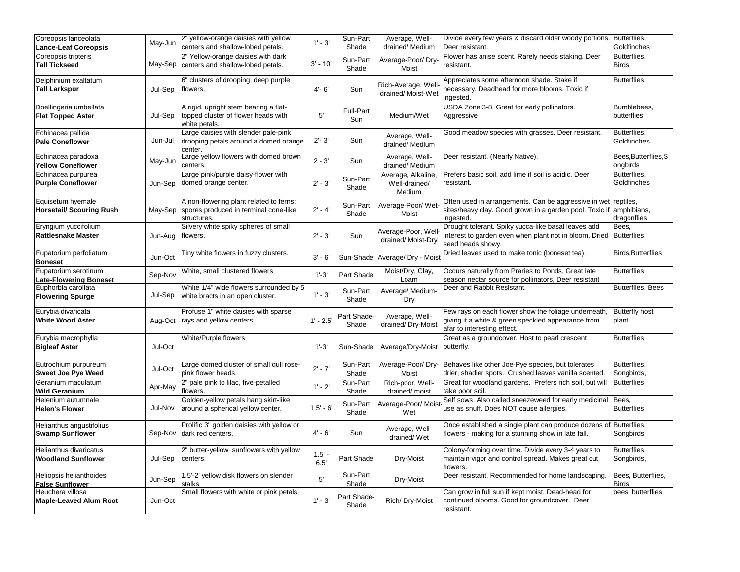| | | | | | | | |
|---|---|---|---|---|---|---|---|
| Coreopsis lanceolata **Lance-Leaf Coreopsis** | May-Jun | 2" yellow-orange daisies with yellow centers and shallow-lobed petals. | 1' - 3' | Sun-Part Shade | Average, Well-drained/ Medium | Divide every few years & discard older woody portions. Deer resistant. | Butterflies, Goldfinches |
| Coreopsis tripteris **Tall Tickseed** | May-Sep | 2" Yellow-orange daisies with dark centers and shallow-lobed petals. | 3' - 10' | Sun-Part Shade | Average-Poor/ Dry-Moist | Flower has anise scent. Rarely needs staking. Deer resistant. | Butterflies, Birds |
| Delphinium exaltatum **Tall Larkspur** | Jul-Sep | 6" clusters of drooping, deep purple flowers. | 4'- 6' | Sun | Rich-Average, Well-drained/ Moist-Wet | Appreciates some afternoon shade. Stake if necessary. Deadhead for more blooms. Toxic if ingested. | Butterflies |
| Doellingeria umbellata **Flat Topped Aster** | Jul-Sep | A rigid, upright stem bearing a flat-topped cluster of flower heads with white petals. | 5' | Full-Part Sun | Medium/Wet | USDA Zone 3-8. Great for early pollinators. Aggressive | Bumblebees, butterflies |
| Echinacea pallida **Pale Coneflower** | Jun-Jul | Large daisies with slender pale-pink drooping petals around a domed orange center. | 2'- 3' | Sun | Average, Well-drained/ Medium | Good meadow species with grasses. Deer resistant. | Butterflies, Goldfinches |
| Echinacea paradoxa **Yellow Coneflower** | May-Jun | Large yellow flowers with domed brown centers. | 2 - 3' | Sun | Average, Well-drained/ Medium | Deer resistant. (Nearly Native). | Bees,Butterflies,Songbirds |
| Echinacea purpurea **Purple Coneflower** | Jun-Sep | Large pink/purple daisy-flower with domed orange center. | 2' - 3' | Sun-Part Shade | Average, Alkaline, Well-drained/ Medium | Prefers basic soil, add lime if soil is acidic. Deer resistant. | Butterflies, Goldfinches |
| Equisetum hyemale **Horsetail/ Scouring Rush** | May-Sep | A non-flowering plant related to ferns; spores produced in terminal cone-like structures. | 2' - 4' | Sun-Part Shade | Average-Poor/ Wet-Moist | Often used in arrangements. Can be aggressive in wet sites/heavy clay. Good grown in a garden pool. Toxic if ingested. | reptiles, amphibians, dragonflies |
| Eryngium yuccifolium **Rattlesnake Master** | Jun-Aug | Silvery white spiky spheres of small flowers. | 2' - 3' | Sun | Average-Poor, Well-drained/ Moist-Dry | Drought tolerant. Spiky yucca-like basal leaves add interest to garden even when plant not in bloom. Dried seed heads showy. | Bees, Butterflies |
| Eupatorium perfoliatum **Boneset** | Jun-Oct | Tiny white flowers in fuzzy clusters. | 3' - 6' | Sun-Shade | Average/ Dry - Moist | Dried leaves used to make tonic (boneset tea). | Birds,Butterflies |
| Eupatorium serotinum **Late-Flowering Boneset** | Sep-Nov | White, small clustered flowers | 1'-3' | Part Shade | Moist/Dry, Clay, Loam | Occurs naturally from Praries to Ponds, Great late season nectar source for pollinators, Deer resistant | Butterflies |
| Euphorbia carollata **Flowering Spurge** | Jul-Sep | White 1/4" wide flowers surrounded by 5 white bracts in an open cluster. | 1' - 3' | Sun-Part Shade | Average/ Medium-Dry | Deer and Rabbit Resistant. | Butterflies, Bees |
| Eurybia divaricata **White Wood Aster** | Aug-Oct | Profuse 1" white daisies with sparse rays and yellow centers. | 1' - 2.5' | Part Shade-Shade | Average, Well-drained/ Dry-Moist | Few rays on each flower show the foliage underneath, giving it a white & green speckled appearance from afar to interesting effect. | Butterfly host plant |
| Eurybia macrophylla **Bigleaf Aster** | Jul-Oct | White/Purple flowers | 1'-3' | Sun-Shade | Average/Dry-Moist | Great as a groundcover. Host to pearl crescent butterfly. | Butterflies |
| Eutrochium purpureum **Sweet Joe Pye Weed** | Jul-Oct | Large domed cluster of small dull rose-pink flower heads. | 2' - 7' | Sun-Part Shade | Average-Poor/ Dry-Moist | Behaves like other Joe-Pye species, but tolerates drier, shadier spots. Crushed leaves vanilla scented. | Butterflies, Songbirds, |
| Geranium maculatum **Wild Geranium** | Apr-May | 2" pale pink to lilac, five-petalled flowers. | 1' - 2' | Sun-Part Shade | Rich-poor, Well-drained/ moist | Great for woodland gardens. Prefers rich soil, but will take poor soil. | Butterflies |
| Helenium autumnale **Helen's Flower** | Jul-Nov | Golden-yellow petals hang skirt-like around a spherical yellow center. | 1.5' - 6' | Sun-Part Shade | Average-Poor/ Moist-Wet | Self sows. Also called sneezeweed for early medicinal use as snuff. Does NOT cause allergies. | Bees, Butterflies |
| Helianthus angustifolius **Swamp Sunflower** | Sep-Nov | Prolific 3" golden daisies with yellow or dark red centers. | 4' - 6' | Sun | Average, Well-drained/ Wet | Once established a single plant can produce dozens of flowers - making for a stunning show in late fall. | Butterflies, Songbirds |
| Helianthus divaricatus **Woodland Sunflower** | Jul-Sep | 2" butter-yellow sunflowers with yellow centers. | 1.5' - 6.5' | Part Shade | Dry-Moist | Colony-forming over time. Divide every 3-4 years to maintain vigor and control spread. Makes great cut flowers. | Butterflies, Songbirds, |
| Heliopsis helianthoides **False Sunflower** | Jun-Sep | 1.5'-2' yellow disk flowers on slender stalks | 5' | Sun-Part Shade | Dry-Moist | Deer resistant. Recommended for home landscaping. | Bees, Butterflies, Birds |
| Heuchera villosa **Maple-Leaved Alum Root** | Jun-Oct | Small flowers with white or pink petals. | 1' - 3' | Part Shade-Shade | Rich/ Dry-Moist | Can grow in full sun if kept moist. Dead-head for continued blooms. Good for groundcover. Deer resistant. | bees, butterflies |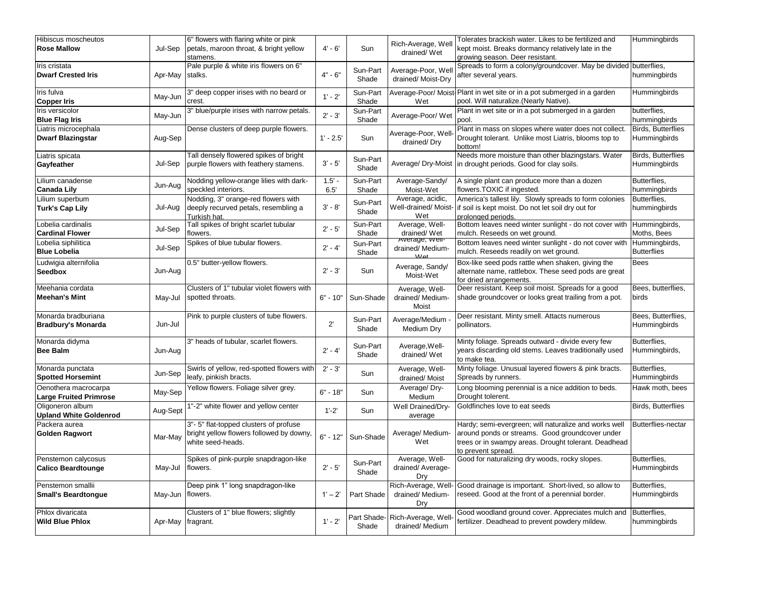| | | | | | | | |
|---|---|---|---|---|---|---|---|
| Hibiscus moscheutos **Rose Mallow** | Jul-Sep | 6" flowers with flaring white or pink petals, maroon throat, & bright yellow stamens. | 4' - 6' | Sun | Rich-Average, Well drained/ Wet | Tolerates brackish water. Likes to be fertilized and kept moist. Breaks dormancy relatively late in the growing season. Deer resistant. | Hummingbirds |
| Iris cristata **Dwarf Crested Iris** | Apr-May | Pale purple & white iris flowers on 6" stalks. | 4" - 6" | Sun-Part Shade | Average-Poor, Well drained/ Moist-Dry | Spreads to form a colony/groundcover. May be divided after several years. | butterflies, hummingbirds |
| Iris fulva **Copper Iris** | May-Jun | 3" deep copper irises with no beard or crest. | 1' - 2' | Sun-Part Shade | Average-Poor/ Moist-Wet | Plant in wet site or in a pot submerged in a garden pool. Will naturalize.(Nearly Native). | Hummingbirds |
| Iris versicolor **Blue Flag Iris** | May-Jun | 3" blue/purple irises with narrow petals. | 2' - 3' | Sun-Part Shade | Average-Poor/ Wet | Plant in wet site or in a pot submerged in a garden pool. | butterflies, hummingbirds |
| Liatris microcephala **Dwarf Blazingstar** | Aug-Sep | Dense clusters of deep purple flowers. | 1' - 2.5' | Sun | Average-Poor, Well-drained/ Dry | Plant in mass on slopes where water does not collect. Drought tolerant. Unlike most Liatris, blooms top to bottom! | Birds, Butterflies Hummingbirds |
| Liatris spicata **Gayfeather** | Jul-Sep | Tall densely flowered spikes of bright purple flowers with feathery stamens. | 3' - 5' | Sun-Part Shade | Average/ Dry-Moist | Needs more moisture than other blazingstars. Water in drought periods. Good for clay soils. | Birds, Butterflies Hummingbirds |
| Lilium canadense **Canada Lily** | Jun-Aug | Nodding yellow-orange lilies with dark-speckled interiors. | 1.5' - 6.5' | Sun-Part Shade | Average-Sandy/ Moist-Wet | A single plant can produce more than a dozen flowers.TOXIC if ingested. | Butterflies, hummingbirds |
| Lilium superbum **Turk's Cap Lily** | Jul-Aug | Nodding, 3" orange-red flowers with deeply recurved petals, resembling a Turkish hat. | 3' - 8' | Sun-Part Shade | Average, acidic, Well-drained/ Moist-Wet | America's tallest lily. Slowly spreads to form colonies if soil is kept moist. Do not let soil dry out for prolonged periods. | Butterflies, hummingbirds |
| Lobelia cardinalis **Cardinal Flower** | Jul-Sep | Tall spikes of bright scarlet tubular flowers. | 2' - 5' | Sun-Part Shade | Average, Well-drained/ Wet | Bottom leaves need winter sunlight - do not cover with mulch. Reseeds on wet ground. | Hummingbirds, Moths, Bees |
| Lobelia siphilitica **Blue Lobelia** | Jul-Sep | Spikes of blue tubular flowers. | 2' - 4' | Sun-Part Shade | Average, Well-drained/ Medium-Wet | Bottom leaves need winter sunlight - do not cover with mulch. Reseeds readily on wet ground. | Hummingbirds, Butterflies |
| Ludwigia alternifolia **Seedbox** | Jun-Aug | 0.5" butter-yellow flowers. | 2' - 3' | Sun | Average, Sandy/ Moist-Wet | Box-like seed pods rattle when shaken, giving the alternate name, rattlebox. These seed pods are great for dried arrangements. | Bees |
| Meehania cordata **Meehan's Mint** | May-Jul | Clusters of 1" tubular violet flowers with spotted throats. | 6" - 10" | Sun-Shade | Average, Well-drained/ Medium-Moist | Deer resistant. Keep soil moist. Spreads for a good shade groundcover or looks great trailing from a pot. | Bees, butterflies, birds |
| Monarda bradburiana **Bradbury's Monarda** | Jun-Jul | Pink to purple clusters of tube flowers. | 2' | Sun-Part Shade | Average/Medium - Medium Dry | Deer resistant. Minty smell. Attacts numerous pollinators. | Bees, Butterflies, Hummingbirds |
| Monarda didyma **Bee Balm** | Jun-Aug | 3" heads of tubular, scarlet flowers. | 2' - 4' | Sun-Part Shade | Average,Well-drained/ Wet | Minty foliage. Spreads outward - divide every few years discarding old stems. Leaves traditionally used to make tea. | Butterflies, Hummingbirds, |
| Monarda punctata **Spotted Horsemint** | Jun-Sep | Swirls of yellow, red-spotted flowers with leafy, pinkish bracts. | 2' - 3' | Sun | Average, Well-drained/ Moist | Minty foliage. Unusual layered flowers & pink bracts. Spreads by runners. | Butterflies, Hummingbirds |
| Oenothera macrocarpa **Large Fruited Primrose** | May-Sep | Yellow flowers. Foliage silver grey. | 6" - 18" | Sun | Average/ Dry-Medium | Long blooming perennial is a nice addition to beds. Drought tolerent. | Hawk moth, bees |
| Oligoneron album **Upland White Goldenrod** | Aug-Sept | 1"-2" white flower and yellow center | 1'-2' | Sun | Well Drained/Dry-average | Goldfinches love to eat seeds | Birds, Butterflies |
| Packera aurea **Golden Ragwort** | Mar-May | 3"- 5" flat-topped clusters of profuse bright yellow flowers followed by downy, white seed-heads. | 6" - 12" | Sun-Shade | Average/ Medium-Wet | Hardy; semi-evergreen; will naturalize and works well around ponds or streams. Good groundcover under trees or in swampy areas. Drought tolerant. Deadhead to prevent spread. | Butterflies-nectar |
| Penstemon calycosus **Calico Beardtounge** | May-Jul | Spikes of pink-purple snapdragon-like flowers. | 2' - 5' | Sun-Part Shade | Average, Well-drained/ Average-Dry | Good for naturalizing dry woods, rocky slopes. | Butterflies, Hummingbirds |
| Penstemon smallii **Small's Beardtongue** | May-Jun | Deep pink 1" long snapdragon-like flowers. | 1' – 2' | Part Shade | Rich-Average, Well-drained/ Medium-Dry | Good drainage is important. Short-lived, so allow to reseed. Good at the front of a perennial border. | Butterflies, Hummingbirds |
| Phlox divaricata **Wild Blue Phlox** | Apr-May | Clusters of 1" blue flowers; slightly fragrant. | 1' - 2' | Part Shade-Shade | Rich-Average, Well-drained/ Medium | Good woodland ground cover. Appreciates mulch and fertilizer. Deadhead to prevent powdery mildew. | Butterflies, hummingbirds |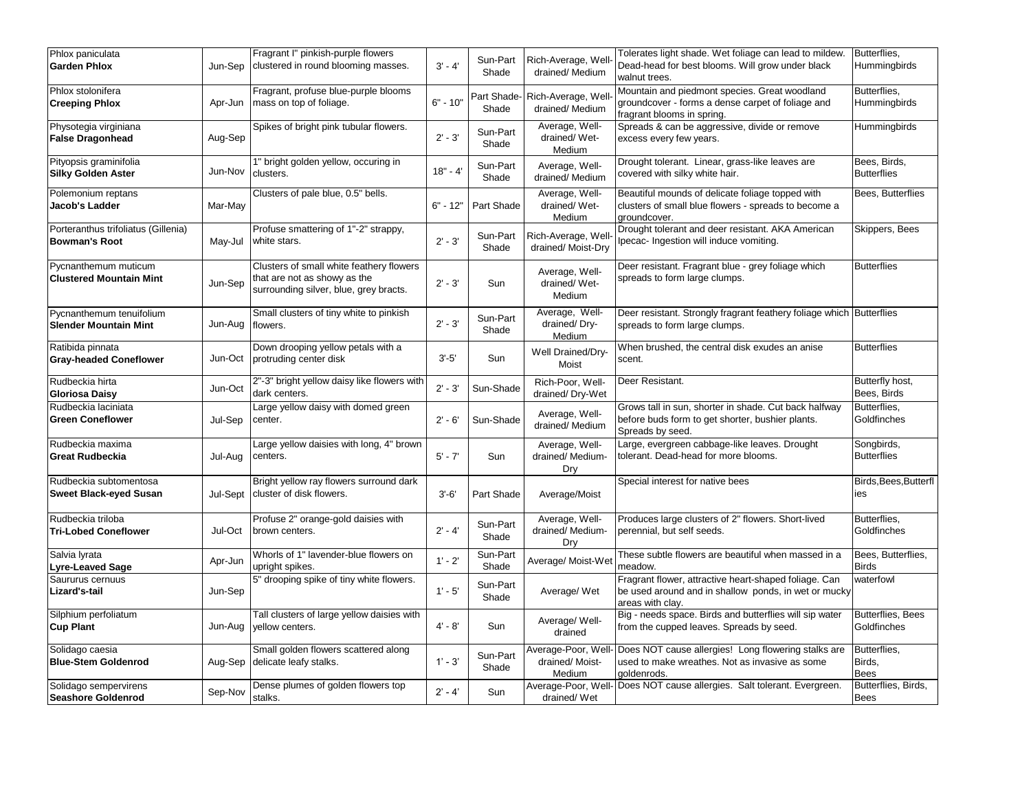| | | | | | | | |
|---|---|---|---|---|---|---|---|
| Phlox paniculata **Garden Phlox** | Jun-Sep | Fragrant I" pinkish-purple flowers clustered in round blooming masses. | 3' - 4' | Sun-Part Shade | Rich-Average, Well-drained/ Medium | Tolerates light shade. Wet foliage can lead to mildew. Dead-head for best blooms. Will grow under black walnut trees. | Butterflies, Hummingbirds |
| Phlox stolonifera **Creeping Phlox** | Apr-Jun | Fragrant, profuse blue-purple blooms mass on top of foliage. | 6" - 10" | Part Shade-Shade | Rich-Average, Well-drained/ Medium | Mountain and piedmont species. Great woodland groundcover - forms a dense carpet of foliage and fragrant blooms in spring. | Butterflies, Hummingbirds |
| Physotegia virginiana **False Dragonhead** | Aug-Sep | Spikes of bright pink tubular flowers. | 2' - 3' | Sun-Part Shade | Average, Well-drained/ Wet-Medium | Spreads & can be aggressive, divide or remove excess every few years. | Hummingbirds |
| Pityopsis graminifolia **Silky Golden Aster** | Jun-Nov | 1" bright golden yellow, occuring in clusters. | 18" - 4' | Sun-Part Shade | Average, Well-drained/ Medium | Drought tolerant. Linear, grass-like leaves are covered with silky white hair. | Bees, Birds, Butterflies |
| Polemonium reptans **Jacob's Ladder** | Mar-May | Clusters of pale blue, 0.5" bells. | 6" - 12" | Part Shade | Average, Well-drained/ Wet-Medium | Beautiful mounds of delicate foliage topped with clusters of small blue flowers - spreads to become a groundcover. | Bees, Butterflies |
| Porteranthus trifoliatus (Gillenia) **Bowman's Root** | May-Jul | Profuse smattering of 1"-2" strappy, white stars. | 2' - 3' | Sun-Part Shade | Rich-Average, Well-drained/ Moist-Dry | Drought tolerant and deer resistant. AKA American Ipecac- Ingestion will induce vomiting. | Skippers, Bees |
| Pycnanthemum muticum **Clustered Mountain Mint** | Jun-Sep | Clusters of small white feathery flowers that are not as showy as the surrounding silver, blue, grey bracts. | 2' - 3' | Sun | Average, Well-drained/ Wet-Medium | Deer resistant. Fragrant blue - grey foliage which spreads to form large clumps. | Butterflies |
| Pycnanthemum tenuifolium **Slender Mountain Mint** | Jun-Aug | Small clusters of tiny white to pinkish flowers. | 2' - 3' | Sun-Part Shade | Average, Well-drained/ Dry-Medium | Deer resistant. Strongly fragrant feathery foliage which spreads to form large clumps. | Butterflies |
| Ratibida pinnata **Gray-headed Coneflower** | Jun-Oct | Down drooping yellow petals with a protruding center disk | 3'-5' | Sun | Well Drained/Dry-Moist | When brushed, the central disk exudes an anise scent. | Butterflies |
| Rudbeckia hirta **Gloriosa Daisy** | Jun-Oct | 2"-3" bright yellow daisy like flowers with dark centers. | 2' - 3' | Sun-Shade | Rich-Poor, Well-drained/ Dry-Wet | Deer Resistant. | Butterfly host, Bees, Birds |
| Rudbeckia laciniata **Green Coneflower** | Jul-Sep | Large yellow daisy with domed green center. | 2' - 6' | Sun-Shade | Average, Well-drained/ Medium | Grows tall in sun, shorter in shade. Cut back halfway before buds form to get shorter, bushier plants. Spreads by seed. | Butterflies, Goldfinches |
| Rudbeckia maxima **Great Rudbeckia** | Jul-Aug | Large yellow daisies with long, 4" brown centers. | 5' - 7' | Sun | Average, Well-drained/ Medium-Dry | Large, evergreen cabbage-like leaves. Drought tolerant. Dead-head for more blooms. | Songbirds, Butterflies |
| Rudbeckia subtomentosa **Sweet Black-eyed Susan** | Jul-Sept | Bright yellow ray flowers surround dark cluster of disk flowers. | 3'-6' | Part Shade | Average/Moist | Special interest for native bees | Birds,Bees,Butterflies |
| Rudbeckia triloba **Tri-Lobed Coneflower** | Jul-Oct | Profuse 2" orange-gold daisies with brown centers. | 2' - 4' | Sun-Part Shade | Average, Well-drained/ Medium-Dry | Produces large clusters of 2" flowers. Short-lived perennial, but self seeds. | Butterflies, Goldfinches |
| Salvia lyrata **Lyre-Leaved Sage** | Apr-Jun | Whorls of 1" lavender-blue flowers on upright spikes. | 1' - 2' | Sun-Part Shade | Average/ Moist-Wet | These subtle flowers are beautiful when massed in a meadow. | Bees, Butterflies, Birds |
| Saururus cernuus **Lizard's-tail** | Jun-Sep | 5" drooping spike of tiny white flowers. | 1' - 5' | Sun-Part Shade | Average/ Wet | Fragrant flower, attractive heart-shaped foliage. Can be used around and in shallow ponds, in wet or mucky areas with clay. | waterfowl |
| Silphium perfoliatum **Cup Plant** | Jun-Aug | Tall clusters of large yellow daisies with yellow centers. | 4' - 8' | Sun | Average/ Well-drained | Big - needs space. Birds and butterflies will sip water from the cupped leaves. Spreads by seed. | Butterflies, Bees Goldfinches |
| Solidago caesia **Blue-Stem Goldenrod** | Aug-Sep | Small golden flowers scattered along delicate leafy stalks. | 1' - 3' | Sun-Part Shade | Average-Poor, Well-drained/ Moist-Medium | Does NOT cause allergies! Long flowering stalks are used to make wreathes. Not as invasive as some goldenrods. | Butterflies, Birds, Bees |
| Solidago sempervirens **Seashore Goldenrod** | Sep-Nov | Dense plumes of golden flowers top stalks. | 2' - 4' | Sun | Average-Poor, Well-drained/ Wet | Does NOT cause allergies. Salt tolerant. Evergreen. | Butterflies, Birds, Bees |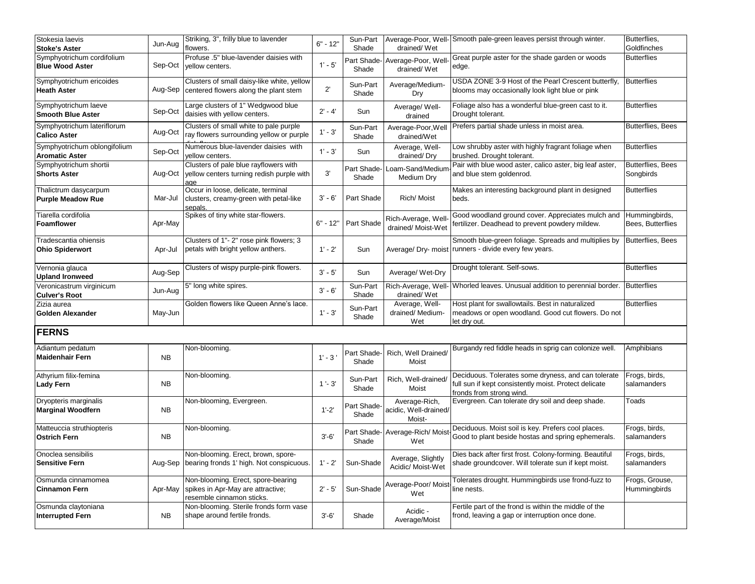| | | | | | | | |
|---|---|---|---|---|---|---|---|
| Stokesia laevis **Stoke's Aster** | Jun-Aug | Striking, 3", frilly blue to lavender flowers. | 6" - 12" | Sun-Part Shade | Average-Poor, Well-drained/ Wet | Smooth pale-green leaves persist through winter. | Butterflies, Goldfinches |
| Symphyotrichum cordifolium **Blue Wood Aster** | Sep-Oct | Profuse .5" blue-lavender daisies with yellow centers. | 1' - 5' | Part Shade-Shade | Average-Poor, Well-drained/ Wet | Great purple aster for the shade garden or woods edge. | Butterflies |
| Symphyotrichum ericoides **Heath Aster** | Aug-Sep | Clusters of small daisy-like white, yellow centered flowers along the plant stem | 2' | Sun-Part Shade | Average/Medium-Dry | USDA ZONE 3-9 Host of the Pearl Crescent butterfly, blooms may occasionally look light blue or pink | Butterflies |
| Symphyotrichum laeve **Smooth Blue Aster** | Sep-Oct | Large clusters of 1" Wedgwood blue daisies with yellow centers. | 2' - 4' | Sun | Average/ Well-drained | Foliage also has a wonderful blue-green cast to it. Drought tolerant. | Butterflies |
| Symphyotrichum lateriflorum **Calico Aster** | Aug-Oct | Clusters of small white to pale purple ray flowers surrounding yellow or purple disk flowers | 1' - 3' | Sun-Part Shade | Average-Poor,Well drained/Wet | Prefers partial shade unless in moist area. | Butterflies, Bees |
| Symphyotrichum oblongifolium **Aromatic Aster** | Sep-Oct | Numerous blue-lavender daisies with yellow centers. | 1' - 3' | Sun | Average, Well-drained/ Dry | Low shrubby aster with highly fragrant foliage when brushed. Drought tolerant. | Butterflies |
| Symphyotrichum shortii **Shorts Aster** | Aug-Oct | Clusters of pale blue rayflowers with yellow centers turning redish purple with age | 3' | Part Shade-Shade | Loam-Sand/Medium-Medium Dry | Pair with blue wood aster, calico aster, big leaf aster, and blue stem goldenrod. | Butterflies, Bees Songbirds |
| Thalictrum dasycarpum **Purple Meadow Rue** | Mar-Jul | Occur in loose, delicate, terminal clusters, creamy-green with petal-like sepals. | 3' - 6' | Part Shade | Rich/ Moist | Makes an interesting background plant in designed beds. | Butterflies |
| Tiarella cordifolia **Foamflower** | Apr-May | Spikes of tiny white star-flowers. | 6" - 12" | Part Shade | Rich-Average, Well-drained/ Moist-Wet | Good woodland ground cover. Appreciates mulch and fertilizer. Deadhead to prevent powdery mildew. | Hummingbirds, Bees, Butterflies |
| Tradescantia ohiensis **Ohio Spiderwort** | Apr-Jul | Clusters of 1"- 2" rose pink flowers; 3 petals with bright yellow anthers. | 1' - 2' | Sun | Average/ Dry- moist | Smooth blue-green foliage. Spreads and multiplies by runners - divide every few years. | Butterflies, Bees |
| Vernonia glauca **Upland Ironweed** | Aug-Sep | Clusters of wispy purple-pink flowers. | 3' - 5' | Sun | Average/ Wet-Dry | Drought tolerant. Self-sows. | Butterflies |
| Veronicastrum virginicum **Culver's Root** | Jun-Aug | 5" long white spires. | 3' - 6' | Sun-Part Shade | Rich-Average, Well-drained/ Wet | Whorled leaves. Unusual addition to perennial border. | Butterflies |
| Zizia aurea **Golden Alexander** | May-Jun | Golden flowers like Queen Anne's lace. | 1' - 3' | Sun-Part Shade | Average, Well-drained/ Medium-Wet | Host plant for swallowtails. Best in naturalized meadows or open woodland. Good cut flowers. Do not let dry out. | Butterflies |

## FERNS

| | | | | | | | |
|---|---|---|---|---|---|---|---|
| Adiantum pedatum **Maidenhair Fern** | NB | Non-blooming. | 1' - 3 ' | Part Shade-Shade | Rich, Well Drained/ Moist | Burgandy red fiddle heads in sprig can colonize well. | Amphibians |
| Athyrium filix-femina **Lady Fern** | NB | Non-blooming. | 1 '- 3' | Sun-Part Shade | Rich, Well-drained/ Moist | Deciduous. Tolerates some dryness, and can tolerate full sun if kept consistently moist. Protect delicate fronds from strong wind. | Frogs, birds, salamanders |
| Dryopteris marginalis **Marginal Woodfern** | NB | Non-blooming, Evergreen. | 1'-2' | Part Shade-Shade | Average-Rich, acidic, Well-drained/ Moist- | Evergreen. Can tolerate dry soil and deep shade. | Toads |
| Matteuccia struthiopteris **Ostrich Fern** | NB | Non-blooming. | 3'-6' | Part Shade-Shade | Average-Rich/ Moist-Wet | Deciduous. Moist soil is key. Prefers cool places. Good to plant beside hostas and spring ephemerals. | Frogs, birds, salamanders |
| Onoclea sensibilis **Sensitive Fern** | Aug-Sep | Non-blooming. Erect, brown, spore-bearing fronds 1' high. Not conspicuous. | 1' - 2' | Sun-Shade | Average, Slightly Acidic/ Moist-Wet | Dies back after first frost. Colony-forming. Beautiful shade groundcover. Will tolerate sun if kept moist. | Frogs, birds, salamanders |
| Osmunda cinnamomea **Cinnamon Fern** | Apr-May | Non-blooming. Erect, spore-bearing spikes in Apr-May are attractive; resemble cinnamon sticks. | 2' - 5' | Sun-Shade | Average-Poor/ Moist-Wet | Tolerates drought. Hummingbirds use frond-fuzz to line nests. | Frogs, Grouse, Hummingbirds |
| Osmunda claytoniana **Interrupted Fern** | NB | Non-blooming. Sterile fronds form vase shape around fertile fronds. | 3'-6' | Shade | Acidic - Average/Moist | Fertile part of the frond is within the middle of the frond, leaving a gap or interruption once done. | |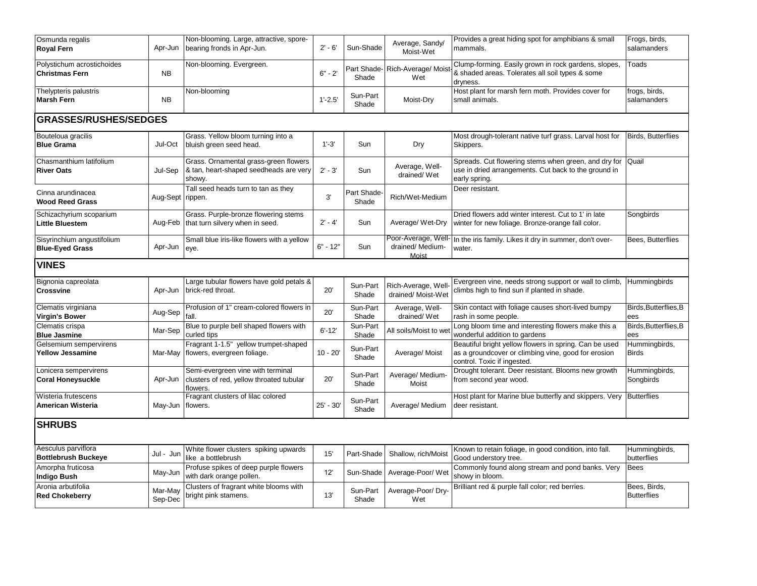| | | | | | | | |
|---|---|---|---|---|---|---|---|
| Osmunda regalis **Royal Fern** | Apr-Jun | Non-blooming. Large, attractive, spore-bearing fronds in Apr-Jun. | 2' - 6' | Sun-Shade | Average, Sandy/ Moist-Wet | Provides a great hiding spot for amphibians & small mammals. | Frogs, birds, salamanders |
| Polystichum acrostichoides **Christmas Fern** | NB | Non-blooming. Evergreen. | 6" - 2' | Part Shade-Shade | Rich-Average/ Moist-Wet | Clump-forming. Easily grown in rock gardens, slopes, & shaded areas. Tolerates all soil types & some dryness. | Toads |
| Thelypteris palustris **Marsh Fern** | NB | Non-blooming | 1'-2.5' | Sun-Part Shade | Moist-Dry | Host plant for marsh fern moth. Provides cover for small animals. | frogs, birds, salamanders |
| **GRASSES/RUSHES/SEDGES** | | | | | | | |
| Bouteloua gracilis **Blue Grama** | Jul-Oct | Grass. Yellow bloom turning into a bluish green seed head. | 1'-3' | Sun | Dry | Most drough-tolerant native turf grass. Larval host for Skippers. | Birds, Butterflies |
| Chasmanthium latifolium **River Oats** | Jul-Sep | Grass. Ornamental grass-green flowers & tan, heart-shaped seedheads are very showy. | 2' - 3' | Sun | Average, Well-drained/ Wet | Spreads. Cut flowering stems when green, and dry for use in dried arrangements. Cut back to the ground in early spring. | Quail |
| Cinna arundinacea **Wood Reed Grass** | Aug-Sept | Tall seed heads turn to tan as they rippen. | 3' | Part Shade-Shade | Rich/Wet-Medium | Deer resistant. | |
| Schizachyrium scoparium **Little Bluestem** | Aug-Feb | Grass. Purple-bronze flowering stems that turn silvery when in seed. | 2' - 4' | Sun | Average/ Wet-Dry | Dried flowers add winter interest. Cut to 1' in late winter for new foliage. Bronze-orange fall color. | Songbirds |
| Sisyrinchium angustifolium **Blue-Eyed Grass** | Apr-Jun | Small blue iris-like flowers with a yellow eye. | 6" - 12" | Sun | Poor-Average, Well-drained/ Medium-Moist | In the iris family. Likes it dry in summer, don't over-water. | Bees, Butterflies |
| **VINES** | | | | | | | |
| Bignonia capreolata **Crossvine** | Apr-Jun | Large tubular flowers have gold petals & brick-red throat. | 20' | Sun-Part Shade | Rich-Average, Well-drained/ Moist-Wet | Evergreen vine, needs strong support or wall to climb, climbs high to find sun if planted in shade. | Hummingbirds |
| Clematis virginiana **Virgin's Bower** | Aug-Sep | Profusion of 1" cream-colored flowers in fall. | 20' | Sun-Part Shade | Average, Well-drained/ Wet | Skin contact with foliage causes short-lived bumpy rash in some people. | Birds,Butterflies,Bees |
| Clematis crispa **Blue Jasmine** | Mar-Sep | Blue to purple bell shaped flowers with curled tips | 6'-12' | Sun-Part Shade | All soils/Moist to wet | Long bloom time and interesting flowers make this a wonderful addition to gardens | Birds,Butterflies,Bees |
| Gelsemium sempervirens **Yellow Jessamine** | Mar-May | Fragrant 1-1.5" yellow trumpet-shaped flowers, evergreen foliage. | 10 - 20' | Sun-Part Shade | Average/ Moist | Beautiful bright yellow flowers in spring. Can be used as a groundcover or climbing vine, good for erosion control. Toxic if ingested. | Hummingbirds, Birds |
| Lonicera sempervirens **Coral Honeysuckle** | Apr-Jun | Semi-evergreen vine with terminal clusters of red, yellow throated tubular flowers. | 20' | Sun-Part Shade | Average/ Medium-Moist | Drought tolerant. Deer resistant. Blooms new growth from second year wood. | Hummingbirds, Songbirds |
| Wisteria frutescens **American Wisteria** | May-Jun | Fragrant clusters of lilac colored flowers. | 25' - 30' | Sun-Part Shade | Average/ Medium | Host plant for Marine blue butterfly and skippers. Very deer resistant. | Butterflies |
| **SHRUBS** | | | | | | | |
| Aesculus parviflora **Bottlebrush Buckeye** | Jul - Jun | White flower clusters spiking upwards like a bottlebrush | 15' | Part-Shade | Shallow, rich/Moist | Known to retain foliage, in good condition, into fall. Good understory tree. | Hummingbirds, butterflies |
| Amorpha fruticosa **Indigo Bush** | May-Jun | Profuse spikes of deep purple flowers with dark orange pollen. | 12' | Sun-Shade | Average-Poor/ Wet | Commonly found along stream and pond banks. Very showy in bloom. | Bees |
| Aronia arbutifolia **Red Chokeberry** | Mar-May Sep-Dec | Clusters of fragrant white blooms with bright pink stamens. | 13' | Sun-Part Shade | Average-Poor/ Dry-Wet | Brilliant red & purple fall color; red berries. | Bees, Birds, Butterflies |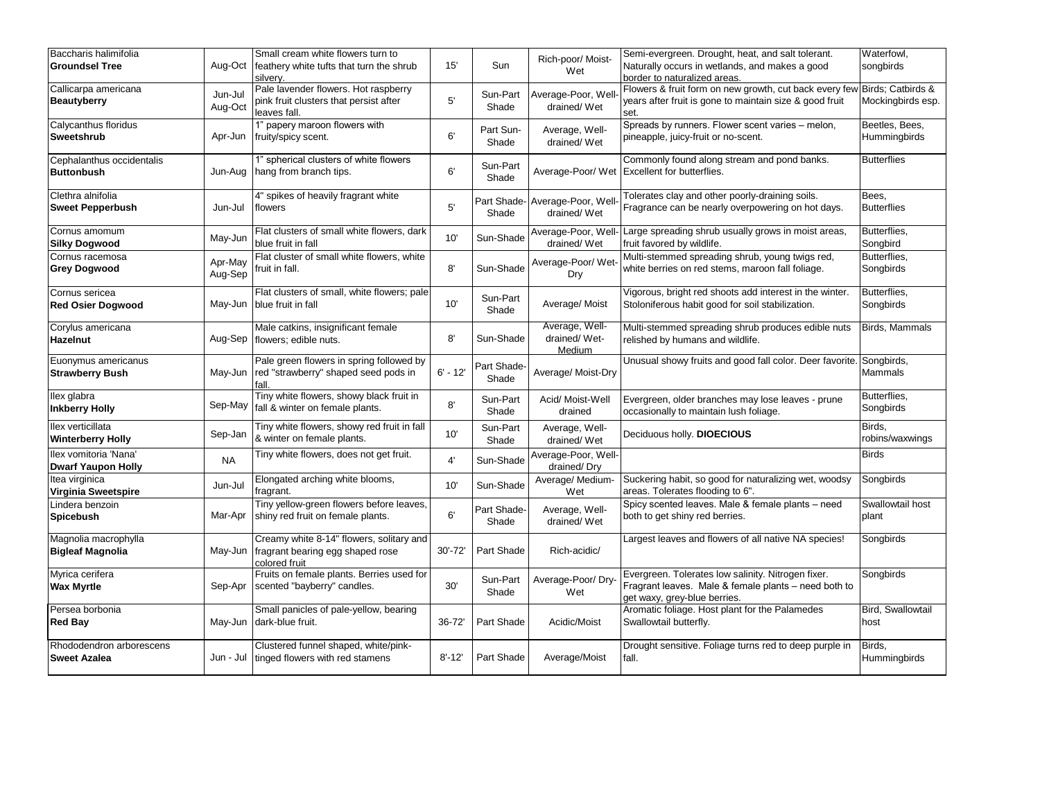| | | | | | | | |
|---|---|---|---|---|---|---|---|
| Baccharis halimifolia **Groundsel Tree** | Aug-Oct | Small cream white flowers turn to feathery white tufts that turn the shrub silvery. | 15' | Sun | Rich-poor/ Moist-Wet | Semi-evergreen. Drought, heat, and salt tolerant. Naturally occurs in wetlands, and makes a good border to naturalized areas. | Waterfowl, songbirds |
| Callicarpa americana **Beautyberry** | Jun-Jul Aug-Oct | Pale lavender flowers. Hot raspberry pink fruit clusters that persist after leaves fall. | 5' | Sun-Part Shade | Average-Poor, Well-drained/ Wet | Flowers & fruit form on new growth, cut back every few years after fruit is gone to maintain size & good fruit set. | Birds; Catbirds & Mockingbirds esp. |
| Calycanthus floridus **Sweetshrub** | Apr-Jun | 1" papery maroon flowers with fruity/spicy scent. | 6' | Part Sun-Shade | Average, Well-drained/ Wet | Spreads by runners. Flower scent varies – melon, pineapple, juicy-fruit or no-scent. | Beetles, Bees, Hummingbirds |
| Cephalanthus occidentalis **Buttonbush** | Jun-Aug | 1" spherical clusters of white flowers hang from branch tips. | 6' | Sun-Part Shade | Average-Poor/ Wet | Commonly found along stream and pond banks. Excellent for butterflies. | Butterflies |
| Clethra alnifolia **Sweet Pepperbush** | Jun-Jul | 4" spikes of heavily fragrant white flowers | 5' | Part Shade-Shade | Average-Poor, Well-drained/ Wet | Tolerates clay and other poorly-draining soils. Fragrance can be nearly overpowering on hot days. | Bees, Butterflies |
| Cornus amomum **Silky Dogwood** | May-Jun | Flat clusters of small white flowers, dark blue fruit in fall | 10' | Sun-Shade | Average-Poor, Well-drained/ Wet | Large spreading shrub usually grows in moist areas, fruit favored by wildlife. | Butterflies, Songbird |
| Cornus racemosa **Grey Dogwood** | Apr-May Aug-Sep | Flat cluster of small white flowers, white fruit in fall. | 8' | Sun-Shade | Average-Poor/ Wet-Dry | Multi-stemmed spreading shrub, young twigs red, white berries on red stems, maroon fall foliage. | Butterflies, Songbirds |
| Cornus sericea **Red Osier Dogwood** | May-Jun | Flat clusters of small, white flowers; pale blue fruit in fall | 10' | Sun-Part Shade | Average/ Moist | Vigorous, bright red shoots add interest in the winter. Stoloniferous habit good for soil stabilization. | Butterflies, Songbirds |
| Corylus americana **Hazelnut** | Aug-Sep | Male catkins, insignificant female flowers; edible nuts. | 8' | Sun-Shade | Average, Well-drained/ Wet-Medium | Multi-stemmed spreading shrub produces edible nuts relished by humans and wildlife. | Birds, Mammals |
| Euonymus americanus **Strawberry Bush** | May-Jun | Pale green flowers in spring followed by red "strawberry" shaped seed pods in fall. | 6' - 12' | Part Shade-Shade | Average/ Moist-Dry | Unusual showy fruits and good fall color. Deer favorite. | Songbirds, Mammals |
| Ilex glabra **Inkberry Holly** | Sep-May | Tiny white flowers, showy black fruit in fall & winter on female plants. | 8' | Sun-Part Shade | Acid/ Moist-Well drained | Evergreen, older branches may lose leaves - prune occasionally to maintain lush foliage. | Butterflies, Songbirds |
| Ilex verticillata **Winterberry Holly** | Sep-Jan | Tiny white flowers, showy red fruit in fall & winter on female plants. | 10' | Sun-Part Shade | Average, Well-drained/ Wet | Deciduous holly. **DIOECIOUS** | Birds, robins/waxwings |
| Ilex vomitoria 'Nana' **Dwarf Yaupon Holly** | NA | Tiny white flowers, does not get fruit. | 4' | Sun-Shade | Average-Poor, Well-drained/ Dry | | Birds |
| Itea virginica **Virginia Sweetspire** | Jun-Jul | Elongated arching white blooms, fragrant. | 10' | Sun-Shade | Average/ Medium-Wet | Suckering habit, so good for naturalizing wet, woodsy areas. Tolerates flooding to 6". | Songbirds |
| Lindera benzoin **Spicebush** | Mar-Apr | Tiny yellow-green flowers before leaves, shiny red fruit on female plants. | 6' | Part Shade-Shade | Average, Well-drained/ Wet | Spicy scented leaves. Male & female plants – need both to get shiny red berries. | Swallowtail host plant |
| Magnolia macrophylla **Bigleaf Magnolia** | May-Jun | Creamy white 8-14" flowers, solitary and fragrant bearing egg shaped rose colored fruit | 30'-72' | Part Shade | Rich-acidic/ | Largest leaves and flowers of all native NA species! | Songbirds |
| Myrica cerifera **Wax Myrtle** | Sep-Apr | Fruits on female plants. Berries used for scented "bayberry" candles. | 30' | Sun-Part Shade | Average-Poor/ Dry-Wet | Evergreen. Tolerates low salinity. Nitrogen fixer. Fragrant leaves. Male & female plants – need both to get waxy, grey-blue berries. | Songbirds |
| Persea borbonia **Red Bay** | May-Jun | Small panicles of pale-yellow, bearing dark-blue fruit. | 36-72' | Part Shade | Acidic/Moist | Aromatic foliage. Host plant for the Palamedes Swallowtail butterfly. | Bird, Swallowtail host |
| Rhododendron arborescens **Sweet Azalea** | Jun - Jul | Clustered funnel shaped, white/pink-tinged flowers with red stamens | 8'-12' | Part Shade | Average/Moist | Drought sensitive. Foliage turns red to deep purple in fall. | Birds, Hummingbirds |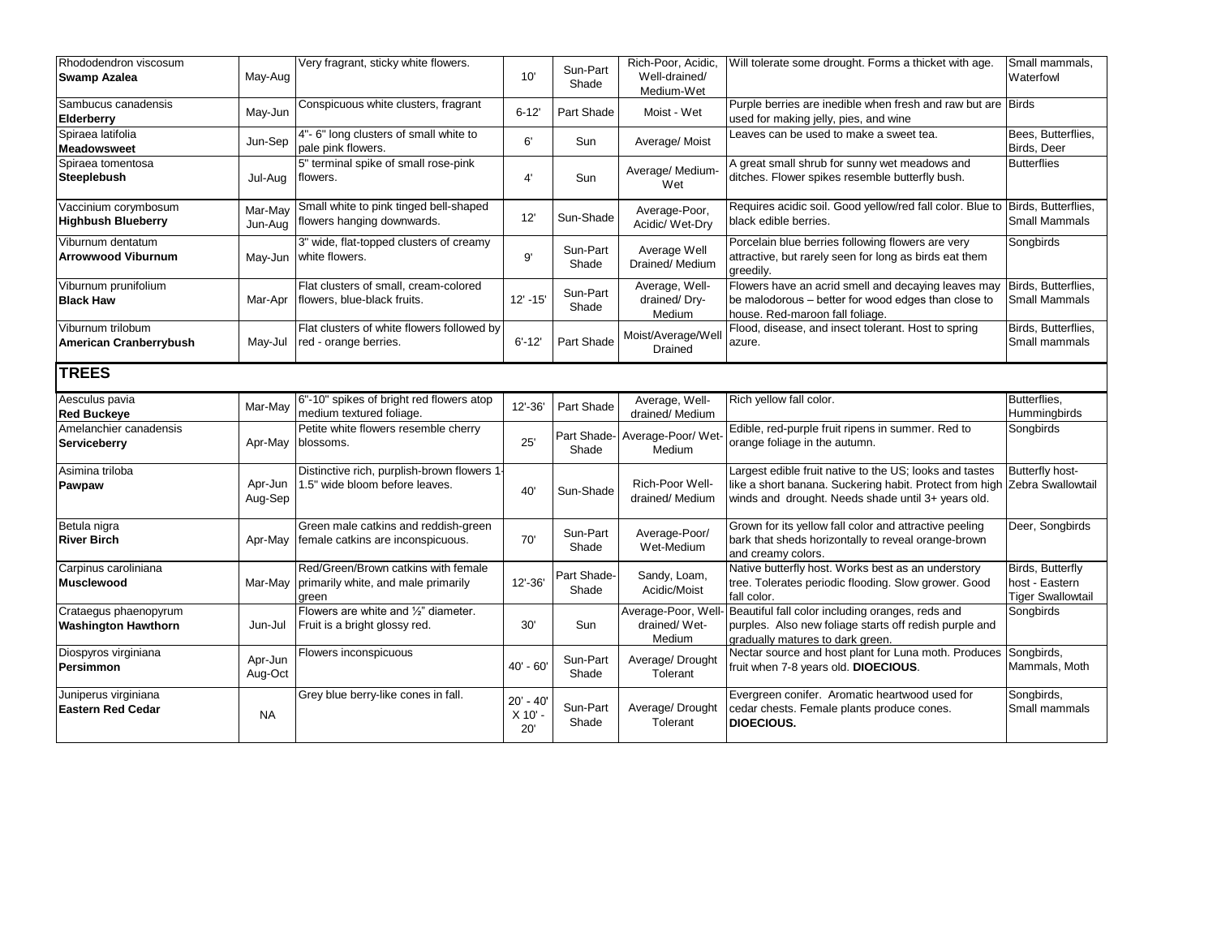| | | | | | | | |
|---|---|---|---|---|---|---|---|
| Rhododendron viscosum **Swamp Azalea** | May-Aug | Very fragrant, sticky white flowers. | 10' | Sun-Part Shade | Rich-Poor, Acidic, Well-drained/ Medium-Wet | Will tolerate some drought. Forms a thicket with age. | Small mammals, Waterfowl |
| Sambucus canadensis **Elderberry** | May-Jun | Conspicuous white clusters, fragrant | 6-12' | Part Shade | Moist - Wet | Purple berries are inedible when fresh and raw but are used for making jelly, pies, and wine | Birds |
| Spiraea latifolia **Meadowsweet** | Jun-Sep | 4"- 6" long clusters of small white to pale pink flowers. | 6' | Sun | Average/ Moist | Leaves can be used to make a sweet tea. | Bees, Butterflies, Birds, Deer |
| Spiraea tomentosa **Steeplebush** | Jul-Aug | 5" terminal spike of small rose-pink flowers. | 4' | Sun | Average/ Medium-Wet | A great small shrub for sunny wet meadows and ditches. Flower spikes resemble butterfly bush. | Butterflies |
| Vaccinium corymbosum **Highbush Blueberry** | Mar-May Jun-Aug | Small white to pink tinged bell-shaped flowers hanging downwards. | 12' | Sun-Shade | Average-Poor, Acidic/ Wet-Dry | Requires acidic soil. Good yellow/red fall color. Blue to black edible berries. | Birds, Butterflies, Small Mammals |
| Viburnum dentatum **Arrowwood Viburnum** | May-Jun | 3" wide, flat-topped clusters of creamy white flowers. | 9' | Sun-Part Shade | Average Well Drained/ Medium | Porcelain blue berries following flowers are very attractive, but rarely seen for long as birds eat them greedily. | Songbirds |
| Viburnum prunifolium **Black Haw** | Mar-Apr | Flat clusters of small, cream-colored flowers, blue-black fruits. | 12' -15' | Sun-Part Shade | Average, Well-drained/ Dry-Medium | Flowers have an acrid smell and decaying leaves may be malodorous – better for wood edges than close to house. Red-maroon fall foliage. | Birds, Butterflies, Small Mammals |
| Viburnum trilobum **American Cranberrybush** | May-Jul | Flat clusters of white flowers followed by red - orange berries. | 6'-12' | Part Shade | Moist/Average/Well Drained | Flood, disease, and insect tolerant. Host to spring azure. | Birds, Butterflies, Small mammals |

## TREES

| | | | | | | | |
|---|---|---|---|---|---|---|---|
| Aesculus pavia **Red Buckeye** | Mar-May | 6"-10" spikes of bright red flowers atop medium textured foliage. | 12'-36' | Part Shade | Average, Well-drained/ Medium | Rich yellow fall color. | Butterflies, Hummingbirds |
| Amelanchier canadensis **Serviceberry** | Apr-May | Petite white flowers resemble cherry blossoms. | 25' | Part Shade-Shade | Average-Poor/ Wet-Medium | Edible, red-purple fruit ripens in summer. Red to orange foliage in the autumn. | Songbirds |
| Asimina triloba **Pawpaw** | Apr-Jun Aug-Sep | Distinctive rich, purplish-brown flowers 1-1.5" wide bloom before leaves. | 40' | Sun-Shade | Rich-Poor Well-drained/ Medium | Largest edible fruit native to the US; looks and tastes like a short banana. Suckering habit. Protect from high winds and drought. Needs shade until 3+ years old. | Butterfly host-Zebra Swallowtail |
| Betula nigra **River Birch** | Apr-May | Green male catkins and reddish-green female catkins are inconspicuous. | 70' | Sun-Part Shade | Average-Poor/ Wet-Medium | Grown for its yellow fall color and attractive peeling bark that sheds horizontally to reveal orange-brown and creamy colors. | Deer, Songbirds |
| Carpinus caroliniana **Musclewood** | Mar-May | Red/Green/Brown catkins with female primarily white, and male primarily green | 12'-36' | Part Shade-Shade | Sandy, Loam, Acidic/Moist | Native butterfly host. Works best as an understory tree. Tolerates periodic flooding. Slow grower. Good fall color. | Birds, Butterfly host - Eastern Tiger Swallowtail |
| Crataegus phaenopyrum **Washington Hawthorn** | Jun-Jul | Flowers are white and ½" diameter. Fruit is a bright glossy red. | 30' | Sun | Average-Poor, Well-drained/ Wet-Medium | Beautiful fall color including oranges, reds and purples. Also new foliage starts off redish purple and gradually matures to dark green. | Songbirds |
| Diospyros virginiana **Persimmon** | Apr-Jun Aug-Oct | Flowers inconspicuous | 40' - 60' | Sun-Part Shade | Average/ Drought Tolerant | Nectar source and host plant for Luna moth. Produces fruit when 7-8 years old. **DIOECIOUS**. | Songbirds, Mammals, Moth |
| Juniperus virginiana **Eastern Red Cedar** | NA | Grey blue berry-like cones in fall. | 20' - 40' X 10' - 20' | Sun-Part Shade | Average/ Drought Tolerant | Evergreen conifer. Aromatic heartwood used for cedar chests. Female plants produce cones. **DIOECIOUS.** | Songbirds, Small mammals |